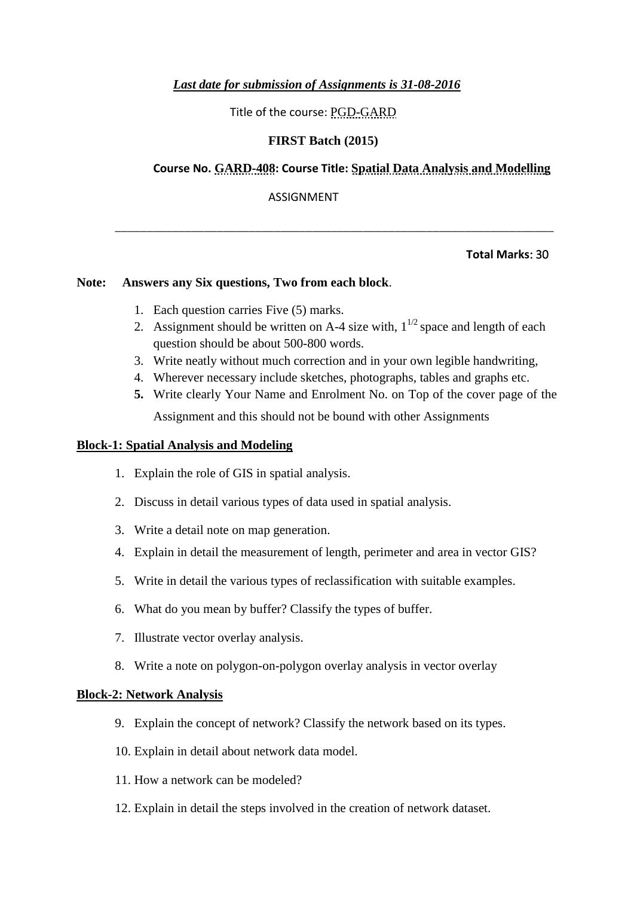***Last date for submission of Assignments is 31-08-2016***

Title of the course: PGD-GARD

**FIRST Batch (2015)**

**Course No. GARD-408: Course Title: Spatial Data Analysis and Modelling**

ASSIGNMENT

---

**Total Marks**: 30

**Note: Answers any Six questions, Two from each block**.

1. Each question carries Five (5) marks.
2. Assignment should be written on A-4 size with, $1^{1/2}$ space and length of each question should be about 500-800 words.
3. Write neatly without much correction and in your own legible handwriting,
4. Wherever necessary include sketches, photographs, tables and graphs etc.
5. Write clearly Your Name and Enrolment No. on Top of the cover page of the Assignment and this should not be bound with other Assignments

**Block-1: Spatial Analysis and Modeling**

1. Explain the role of GIS in spatial analysis.
2. Discuss in detail various types of data used in spatial analysis.
3. Write a detail note on map generation.
4. Explain in detail the measurement of length, perimeter and area in vector GIS?
5. Write in detail the various types of reclassification with suitable examples.
6. What do you mean by buffer? Classify the types of buffer.
7. Illustrate vector overlay analysis.
8. Write a note on polygon-on-polygon overlay analysis in vector overlay

**Block-2: Network Analysis**

9. Explain the concept of network? Classify the network based on its types.
10. Explain in detail about network data model.
11. How a network can be modeled?
12. Explain in detail the steps involved in the creation of network dataset.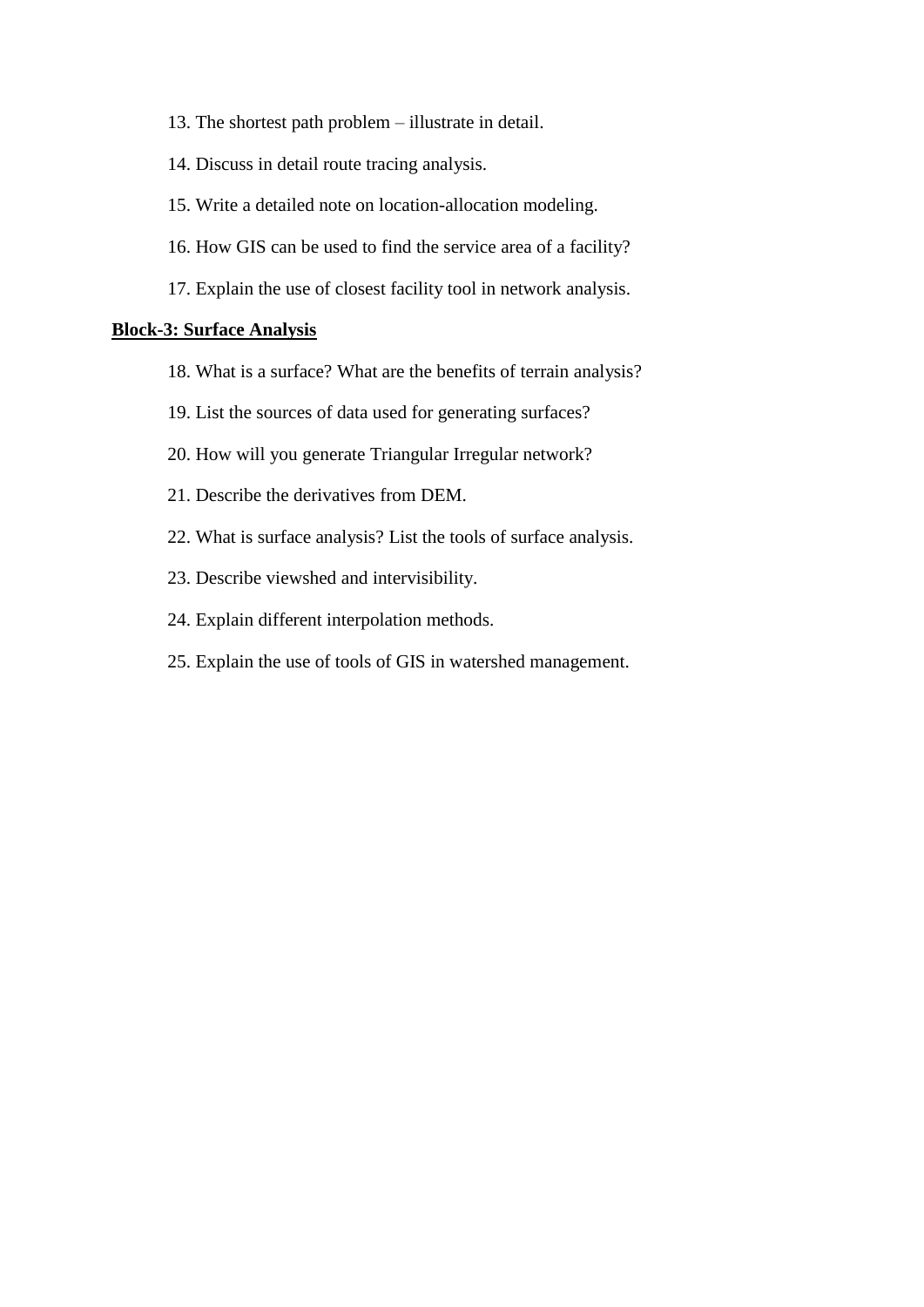13. The shortest path problem – illustrate in detail.
14. Discuss in detail route tracing analysis.
15. Write a detailed note on location-allocation modeling.
16. How GIS can be used to find the service area of a facility?
17. Explain the use of closest facility tool in network analysis.

**Block-3: Surface Analysis**

18. What is a surface? What are the benefits of terrain analysis?
19. List the sources of data used for generating surfaces?
20. How will you generate Triangular Irregular network?
21. Describe the derivatives from DEM.
22. What is surface analysis? List the tools of surface analysis.
23. Describe viewshed and intervisibility.
24. Explain different interpolation methods.
25. Explain the use of tools of GIS in watershed management.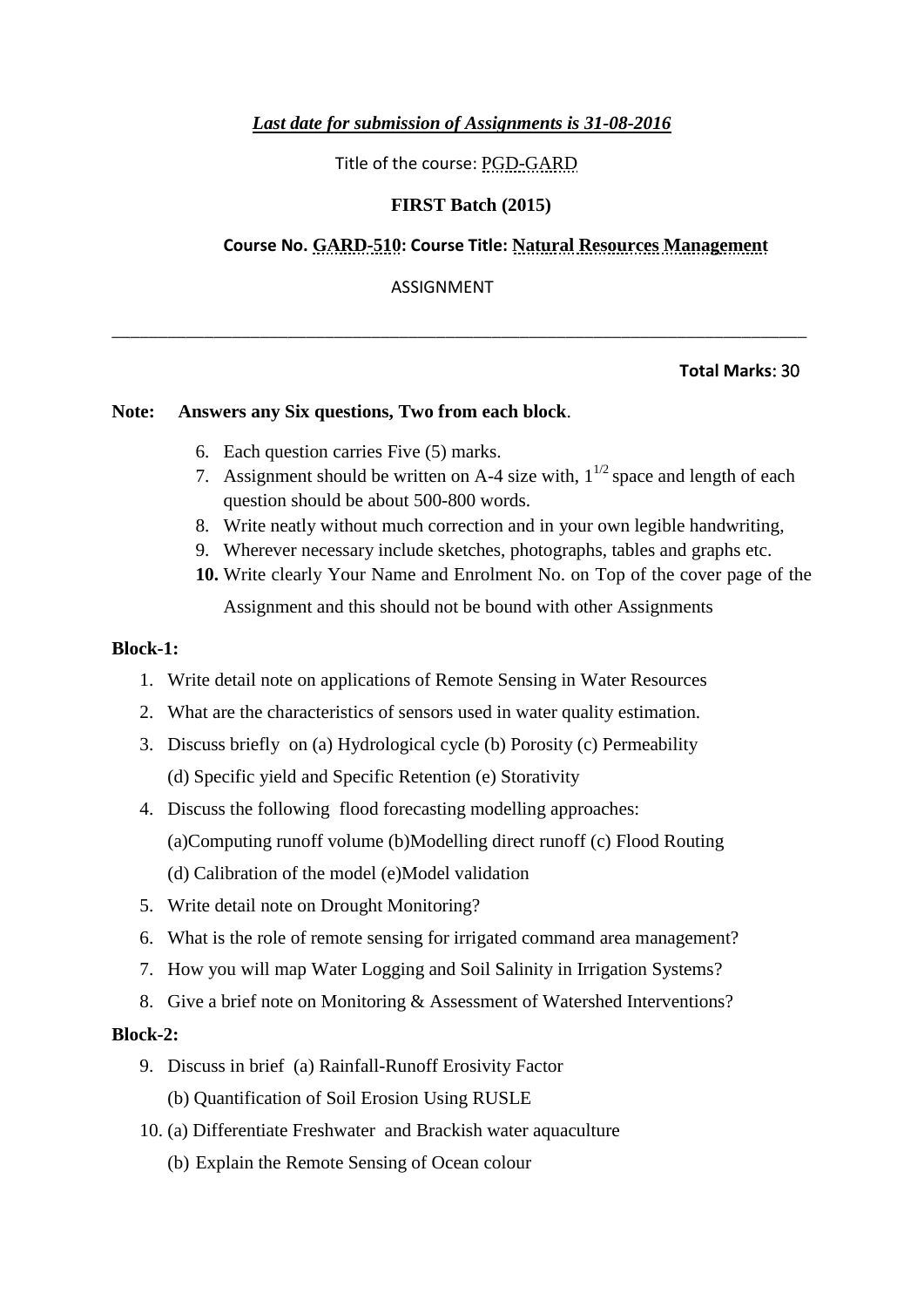***Last date for submission of Assignments is 31-08-2016***

Title of the course: PGD-GARD

**FIRST Batch (2015)**

**Course No. GARD-510: Course Title: Natural Resources Management**

ASSIGNMENT

---

**Total Marks**: 30

**Note: Answers any Six questions, Two from each block**.

6. Each question carries Five (5) marks.
7. Assignment should be written on A-4 size with, $1^{1/2}$ space and length of each question should be about 500-800 words.
8. Write neatly without much correction and in your own legible handwriting,
9. Wherever necessary include sketches, photographs, tables and graphs etc.
10. Write clearly Your Name and Enrolment No. on Top of the cover page of the Assignment and this should not be bound with other Assignments

**Block-1:**

1. Write detail note on applications of Remote Sensing in Water Resources
2. What are the characteristics of sensors used in water quality estimation.
3. Discuss briefly on (a) Hydrological cycle (b) Porosity (c) Permeability (d) Specific yield and Specific Retention (e) Storativity
4. Discuss the following flood forecasting modelling approaches: (a)Computing runoff volume (b)Modelling direct runoff (c) Flood Routing (d) Calibration of the model (e)Model validation
5. Write detail note on Drought Monitoring?
6. What is the role of remote sensing for irrigated command area management?
7. How you will map Water Logging and Soil Salinity in Irrigation Systems?
8. Give a brief note on Monitoring & Assessment of Watershed Interventions?

**Block-2:**

9. Discuss in brief (a) Rainfall-Runoff Erosivity Factor
   (b) Quantification of Soil Erosion Using RUSLE
10. (a) Differentiate Freshwater and Brackish water aquaculture
    (b) Explain the Remote Sensing of Ocean colour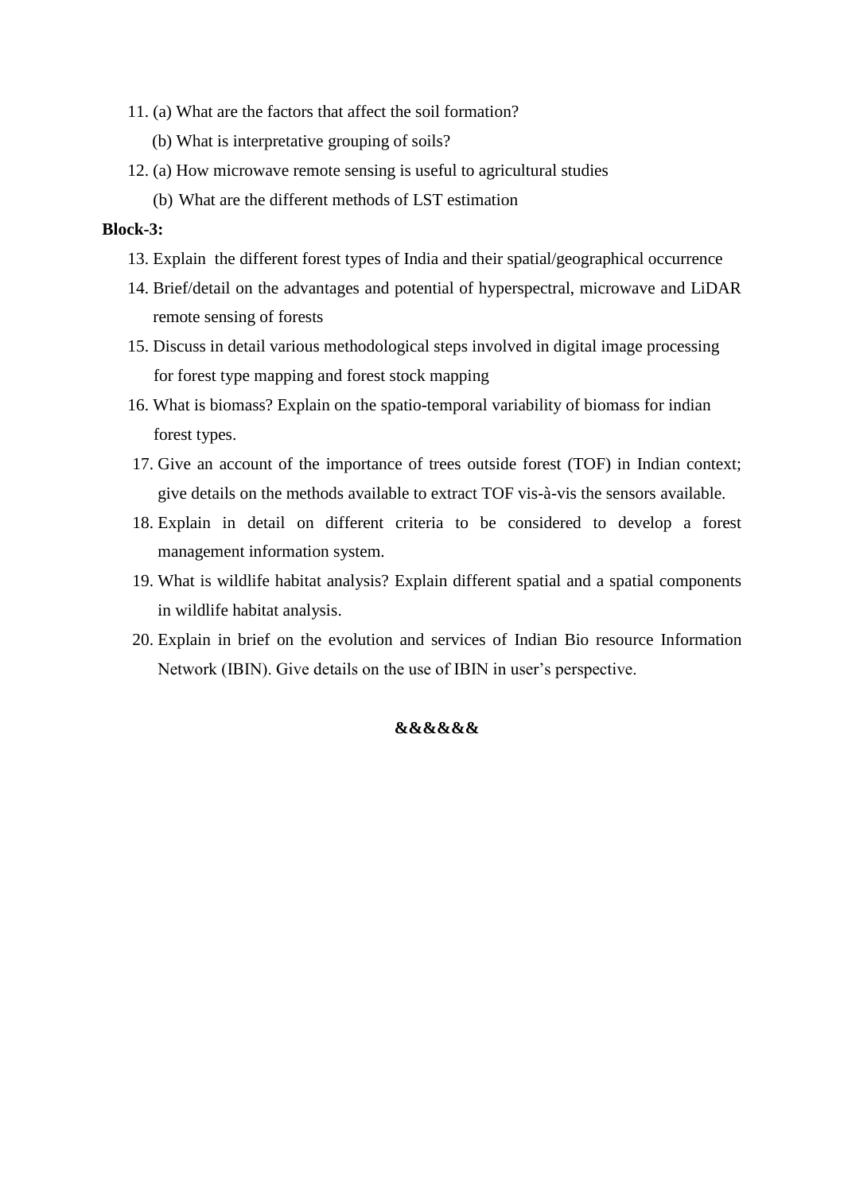11. (a) What are the factors that affect the soil formation?

    (b) What is interpretative grouping of soils?

12. (a) How microwave remote sensing is useful to agricultural studies

    (b) What are the different methods of LST estimation

**Block-3:**

13. Explain the different forest types of India and their spatial/geographical occurrence
14. Brief/detail on the advantages and potential of hyperspectral, microwave and LiDAR remote sensing of forests
15. Discuss in detail various methodological steps involved in digital image processing for forest type mapping and forest stock mapping
16. What is biomass? Explain on the spatio-temporal variability of biomass for indian forest types.
17. Give an account of the importance of trees outside forest (TOF) in Indian context; give details on the methods available to extract TOF vis-à-vis the sensors available.
18. Explain in detail on different criteria to be considered to develop a forest management information system.
19. What is wildlife habitat analysis? Explain different spatial and a spatial components in wildlife habitat analysis.
20. Explain in brief on the evolution and services of Indian Bio resource Information Network (IBIN). Give details on the use of IBIN in user's perspective.

**&&&&&&**